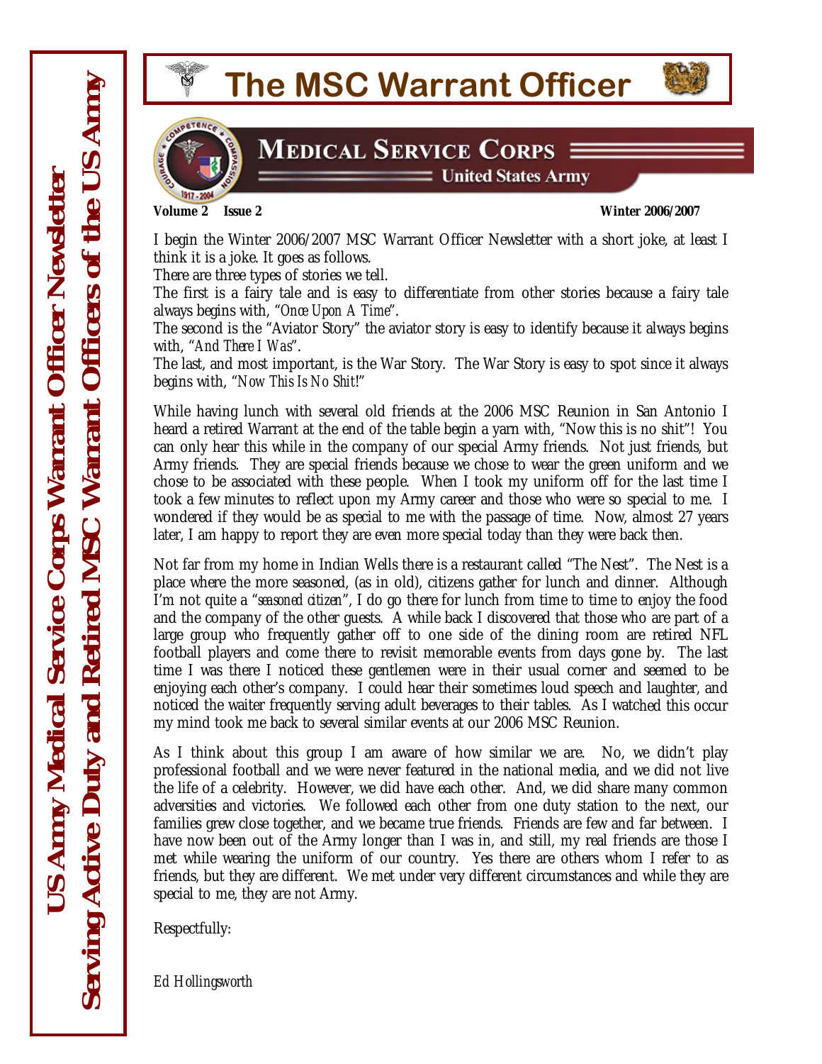# The MSC Warrant Officer

**US Army Medical Service Corps Warrant Officer Newsletter**
**Serving Active Duty and Retired MSC Warrant Officers of the US Army**

**MEDICAL SERVICE CORPS**
**United States Army**

**Volume 2 Issue 2** **Winter 2006/2007**

I begin the Winter 2006/2007 MSC Warrant Officer Newsletter with a short joke, at least I think it is a joke. It goes as follows.

There are three types of stories we tell.

The first is a fairy tale and is easy to differentiate from other stories because a fairy tale always begins with, "*Once Upon A Time*".

The second is the "Aviator Story" the aviator story is easy to identify because it always begins with, "*And There I Was*".

The last, and most important, is the War Story. The War Story is easy to spot since it always begins with, "*Now This Is No Shit!*"

While having lunch with several old friends at the 2006 MSC Reunion in San Antonio I heard a retired Warrant at the end of the table begin a yarn with, "Now this is no shit"! You can only hear this while in the company of our special Army friends. Not just friends, but Army friends. They are special friends because we chose to wear the green uniform and we chose to be associated with these people. When I took my uniform off for the last time I took a few minutes to reflect upon my Army career and those who were so special to me. I wondered if they would be as special to me with the passage of time. Now, almost 27 years later, I am happy to report they are even more special today than they were back then.

Not far from my home in Indian Wells there is a restaurant called "The Nest". The Nest is a place where the more seasoned, (as in old), citizens gather for lunch and dinner. Although I'm not quite a "*seasoned citizen*", I do go there for lunch from time to time to enjoy the food and the company of the other guests. A while back I discovered that those who are part of a large group who frequently gather off to one side of the dining room are retired NFL football players and come there to revisit memorable events from days gone by. The last time I was there I noticed these gentlemen were in their usual corner and seemed to be enjoying each other's company. I could hear their sometimes loud speech and laughter, and noticed the waiter frequently serving adult beverages to their tables. As I watched this occur my mind took me back to several similar events at our 2006 MSC Reunion.

As I think about this group I am aware of how similar we are. No, we didn't play professional football and we were never featured in the national media, and we did not live the life of a celebrity. However, we did have each other. And, we did share many common adversities and victories. We followed each other from one duty station to the next, our families grew close together, and we became true friends. Friends are few and far between. I have now been out of the Army longer than I was in, and still, my real friends are those I met while wearing the uniform of our country. Yes there are others whom I refer to as friends, but they are different. We met under very different circumstances and while they are special to me, they are not Army.

Respectfully:

*Ed Hollingsworth*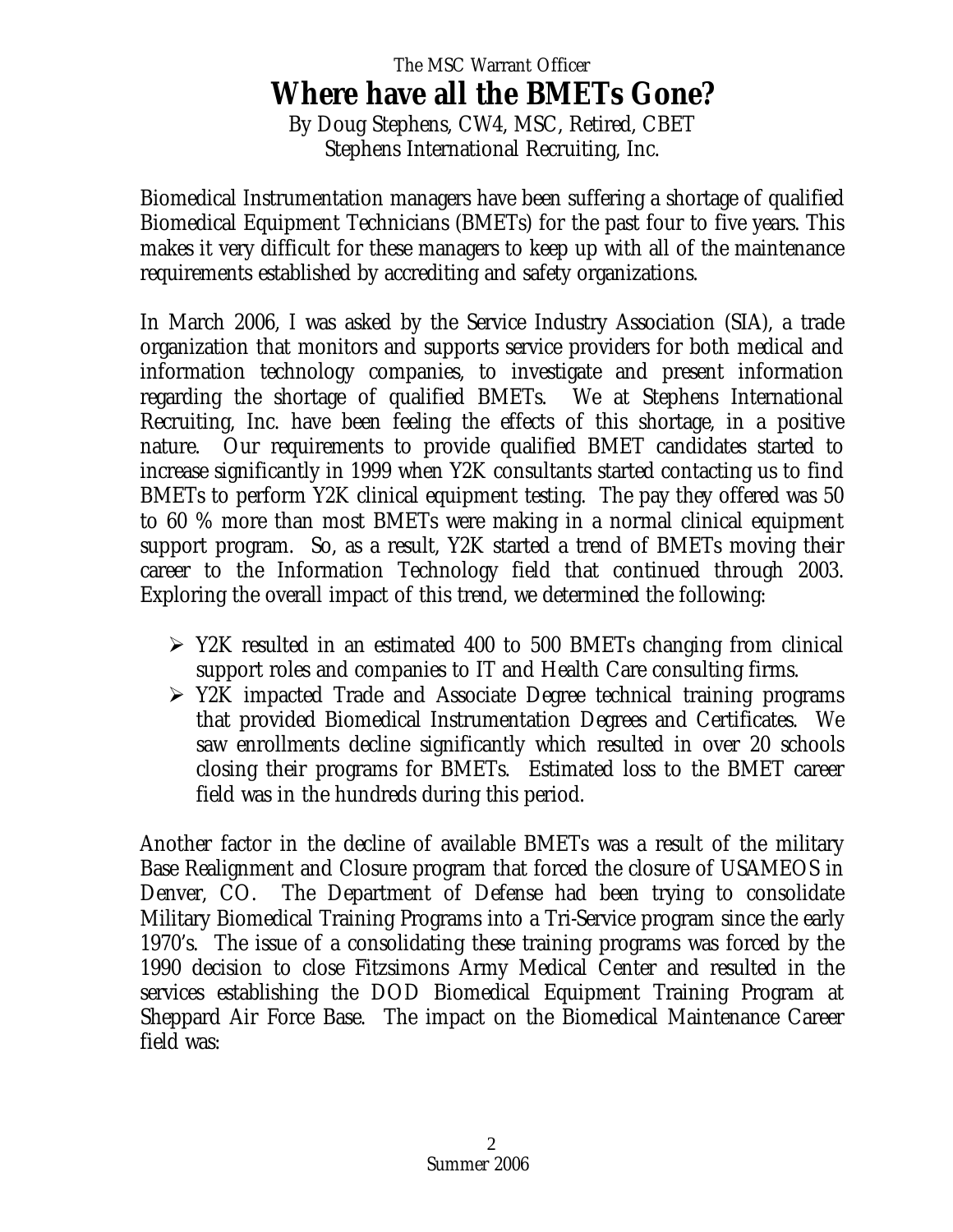The MSC Warrant Officer

# Where have all the BMETs Gone?

By Doug Stephens, CW4, MSC, Retired, CBET
Stephens International Recruiting, Inc.

Biomedical Instrumentation managers have been suffering a shortage of qualified Biomedical Equipment Technicians (BMETs) for the past four to five years. This makes it very difficult for these managers to keep up with all of the maintenance requirements established by accrediting and safety organizations.

In March 2006, I was asked by the Service Industry Association (SIA), a trade organization that monitors and supports service providers for both medical and information technology companies, to investigate and present information regarding the shortage of qualified BMETs. We at Stephens International Recruiting, Inc. have been feeling the effects of this shortage, in a positive nature. Our requirements to provide qualified BMET candidates started to increase significantly in 1999 when Y2K consultants started contacting us to find BMETs to perform Y2K clinical equipment testing. The pay they offered was 50 to 60 % more than most BMETs were making in a normal clinical equipment support program. So, as a result, Y2K started a trend of BMETs moving their career to the Information Technology field that continued through 2003. Exploring the overall impact of this trend, we determined the following:

- Y2K resulted in an estimated 400 to 500 BMETs changing from clinical support roles and companies to IT and Health Care consulting firms.
- Y2K impacted Trade and Associate Degree technical training programs that provided Biomedical Instrumentation Degrees and Certificates. We saw enrollments decline significantly which resulted in over 20 schools closing their programs for BMETs. Estimated loss to the BMET career field was in the hundreds during this period.

Another factor in the decline of available BMETs was a result of the military Base Realignment and Closure program that forced the closure of USAMEOS in Denver, CO. The Department of Defense had been trying to consolidate Military Biomedical Training Programs into a Tri-Service program since the early 1970's. The issue of a consolidating these training programs was forced by the 1990 decision to close Fitzsimons Army Medical Center and resulted in the services establishing the DOD Biomedical Equipment Training Program at Sheppard Air Force Base. The impact on the Biomedical Maintenance Career field was: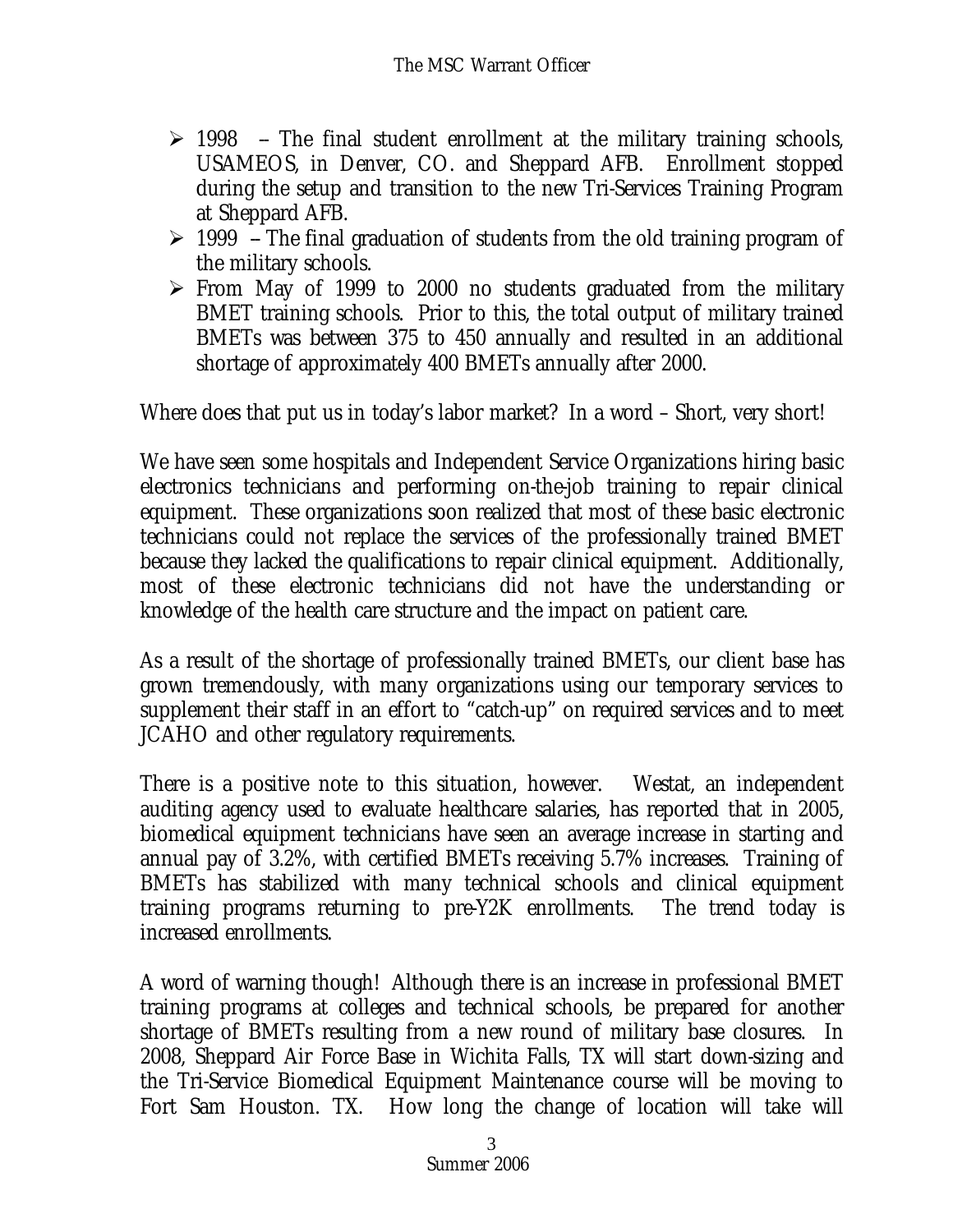- 1998 – The final student enrollment at the military training schools, USAMEOS, in Denver, CO. and Sheppard AFB. Enrollment stopped during the setup and transition to the new Tri-Services Training Program at Sheppard AFB.
- 1999 – The final graduation of students from the old training program of the military schools.
- From May of 1999 to 2000 no students graduated from the military BMET training schools. Prior to this, the total output of military trained BMETs was between 375 to 450 annually and resulted in an additional shortage of approximately 400 BMETs annually after 2000.

Where does that put us in today's labor market? In a word – Short, very short!

We have seen some hospitals and Independent Service Organizations hiring basic electronics technicians and performing on-the-job training to repair clinical equipment. These organizations soon realized that most of these basic electronic technicians could not replace the services of the professionally trained BMET because they lacked the qualifications to repair clinical equipment. Additionally, most of these electronic technicians did not have the understanding or knowledge of the health care structure and the impact on patient care.

As a result of the shortage of professionally trained BMETs, our client base has grown tremendously, with many organizations using our temporary services to supplement their staff in an effort to "catch-up" on required services and to meet JCAHO and other regulatory requirements.

There is a positive note to this situation, however. Westat, an independent auditing agency used to evaluate healthcare salaries, has reported that in 2005, biomedical equipment technicians have seen an average increase in starting and annual pay of 3.2%, with certified BMETs receiving 5.7% increases. Training of BMETs has stabilized with many technical schools and clinical equipment training programs returning to pre-Y2K enrollments. The trend today is increased enrollments.

A word of warning though! Although there is an increase in professional BMET training programs at colleges and technical schools, be prepared for another shortage of BMETs resulting from a new round of military base closures. In 2008, Sheppard Air Force Base in Wichita Falls, TX will start down-sizing and the Tri-Service Biomedical Equipment Maintenance course will be moving to Fort Sam Houston. TX. How long the change of location will take will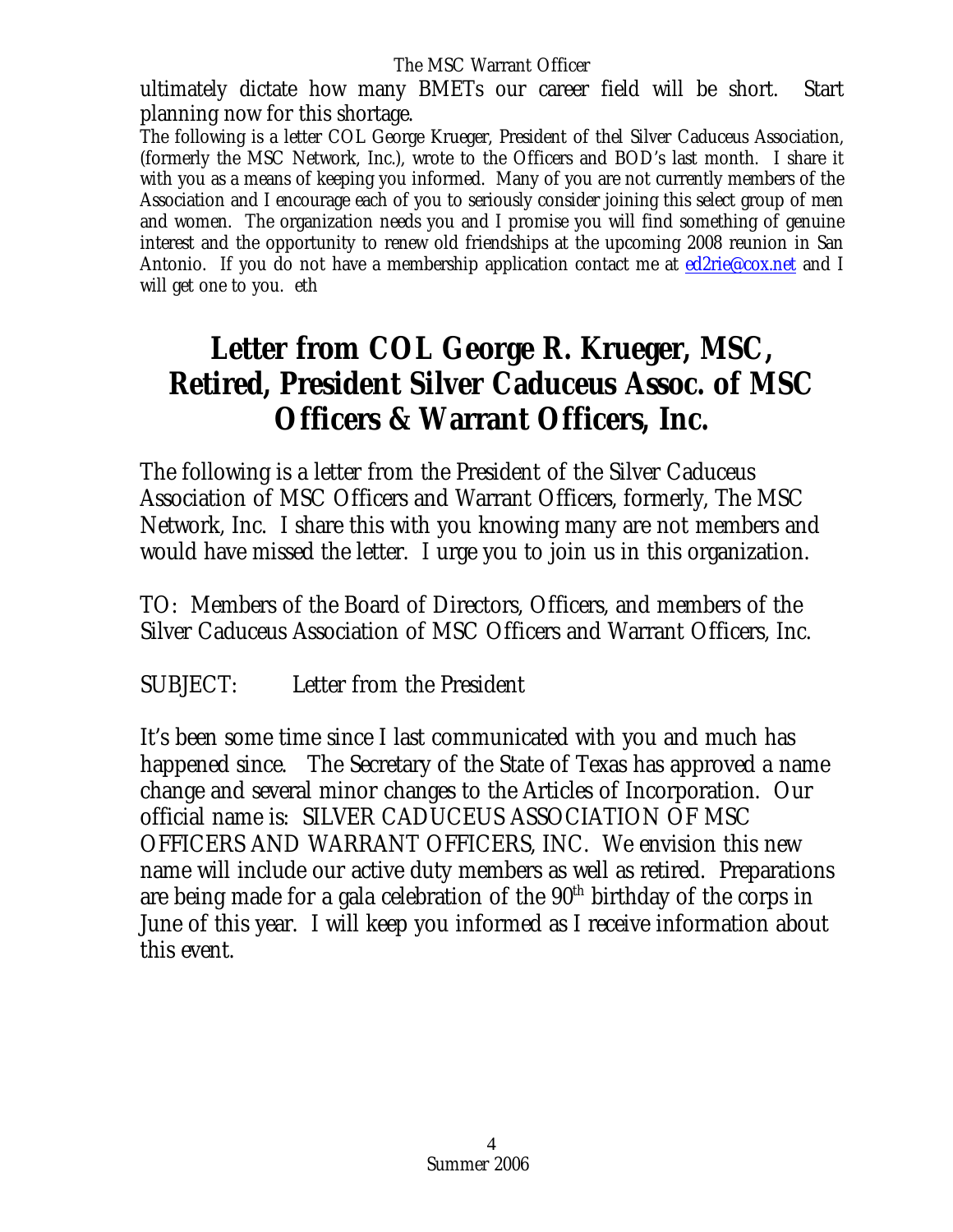ultimately dictate how many BMETs our career field will be short. Start planning now for this shortage.

The following is a letter COL George Krueger, President of thel Silver Caduceus Association, (formerly the MSC Network, Inc.), wrote to the Officers and BOD's last month. I share it with you as a means of keeping you informed. Many of you are not currently members of the Association and I encourage each of you to seriously consider joining this select group of men and women. The organization needs you and I promise you will find something of genuine interest and the opportunity to renew old friendships at the upcoming 2008 reunion in San Antonio. If you do not have a membership application contact me at ed2rie@cox.net and I will get one to you. eth

# Letter from COL George R. Krueger, MSC, Retired, President Silver Caduceus Assoc. of MSC Officers & Warrant Officers, Inc.

The following is a letter from the President of the Silver Caduceus Association of MSC Officers and Warrant Officers, formerly, The MSC Network, Inc. I share this with you knowing many are not members and would have missed the letter. I urge you to join us in this organization.

TO: Members of the Board of Directors, Officers, and members of the Silver Caduceus Association of MSC Officers and Warrant Officers, Inc.

SUBJECT: Letter from the President

It's been some time since I last communicated with you and much has happened since. The Secretary of the State of Texas has approved a name change and several minor changes to the Articles of Incorporation. Our official name is: SILVER CADUCEUS ASSOCIATION OF MSC OFFICERS AND WARRANT OFFICERS, INC. We envision this new name will include our active duty members as well as retired. Preparations are being made for a gala celebration of the 90th birthday of the corps in June of this year. I will keep you informed as I receive information about this event.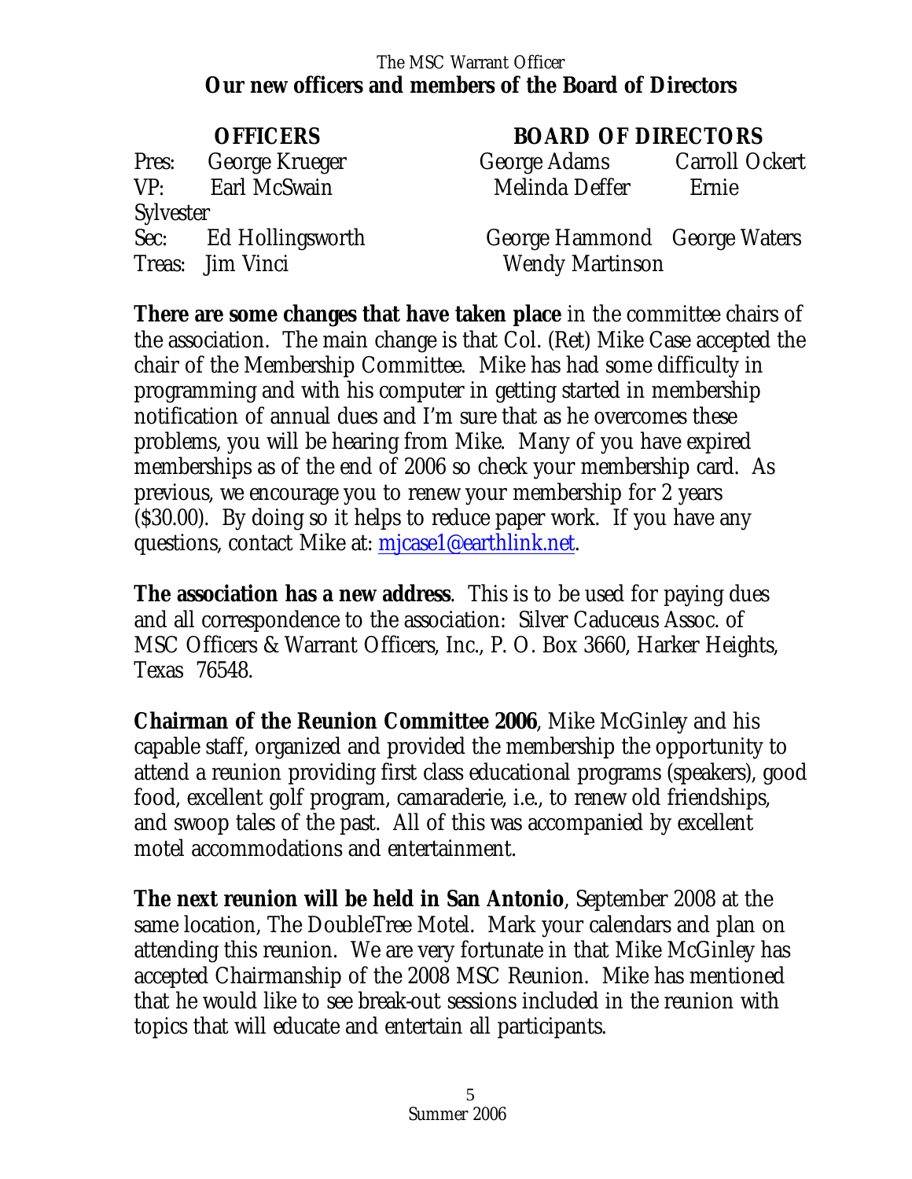## Our new officers and members of the Board of Directors

| OFFICERS | | BOARD OF DIRECTORS | |
|---|---|---|---|
| Pres: | George Krueger | George Adams | Carroll Ockert |
| VP: | Earl McSwain | Melinda Deffer | Ernie Sylvester |
| Sec: | Ed Hollingsworth | George Hammond | George Waters |
| Treas: | Jim Vinci | Wendy Martinson | |

**There are some changes that have taken place** in the committee chairs of the association. The main change is that Col. (Ret) Mike Case accepted the chair of the Membership Committee. Mike has had some difficulty in programming and with his computer in getting started in membership notification of annual dues and I'm sure that as he overcomes these problems, you will be hearing from Mike. Many of you have expired memberships as of the end of 2006 so check your membership card. As previous, we encourage you to renew your membership for 2 years ($30.00). By doing so it helps to reduce paper work. If you have any questions, contact Mike at: mjcase1@earthlink.net.

**The association has a new address**. This is to be used for paying dues and all correspondence to the association: Silver Caduceus Assoc. of MSC Officers & Warrant Officers, Inc., P. O. Box 3660, Harker Heights, Texas 76548.

**Chairman of the Reunion Committee 2006**, Mike McGinley and his capable staff, organized and provided the membership the opportunity to attend a reunion providing first class educational programs (speakers), good food, excellent golf program, camaraderie, i.e., to renew old friendships, and swoop tales of the past. All of this was accompanied by excellent motel accommodations and entertainment.

**The next reunion will be held in San Antonio**, September 2008 at the same location, The DoubleTree Motel. Mark your calendars and plan on attending this reunion. We are very fortunate in that Mike McGinley has accepted Chairmanship of the 2008 MSC Reunion. Mike has mentioned that he would like to see break-out sessions included in the reunion with topics that will educate and entertain all participants.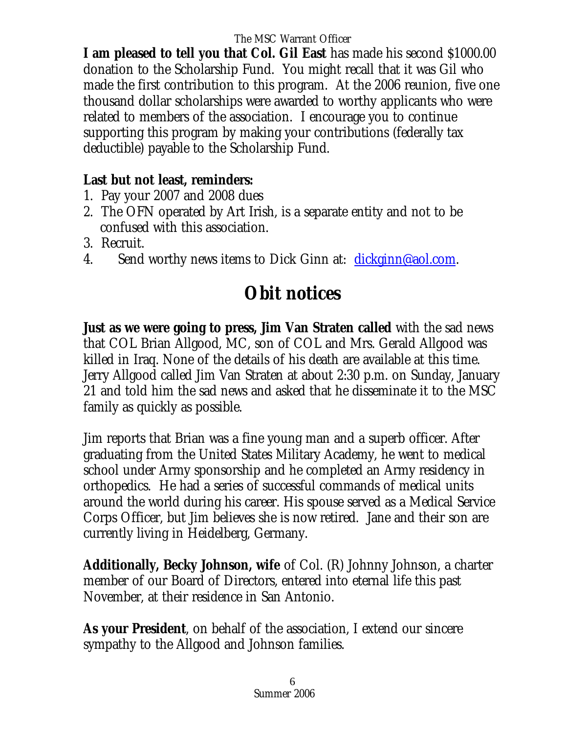**I am pleased to tell you that Col. Gil East** has made his second $1000.00 donation to the Scholarship Fund. You might recall that it was Gil who made the first contribution to this program. At the 2006 reunion, five one thousand dollar scholarships were awarded to worthy applicants who were related to members of the association. I encourage you to continue supporting this program by making your contributions (federally tax deductible) payable to the Scholarship Fund.

**Last but not least, reminders:**

1. Pay your 2007 and 2008 dues
2. The OFN operated by Art Irish, is a separate entity and not to be confused with this association.
3. Recruit.
4. Send worthy news items to Dick Ginn at: dickginn@aol.com.

# *Obit notices*

**Just as we were going to press, Jim Van Straten called** with the sad news that COL Brian Allgood, MC, son of COL and Mrs. Gerald Allgood was killed in Iraq. None of the details of his death are available at this time. Jerry Allgood called Jim Van Straten at about 2:30 p.m. on Sunday, January 21 and told him the sad news and asked that he disseminate it to the MSC family as quickly as possible.

Jim reports that Brian was a fine young man and a superb officer. After graduating from the United States Military Academy, he went to medical school under Army sponsorship and he completed an Army residency in orthopedics. He had a series of successful commands of medical units around the world during his career. His spouse served as a Medical Service Corps Officer, but Jim believes she is now retired. Jane and their son are currently living in Heidelberg, Germany.

**Additionally, Becky Johnson, wife** of Col. (R) Johnny Johnson, a charter member of our Board of Directors, entered into eternal life this past November, at their residence in San Antonio.

**As your President**, on behalf of the association, I extend our sincere sympathy to the Allgood and Johnson families.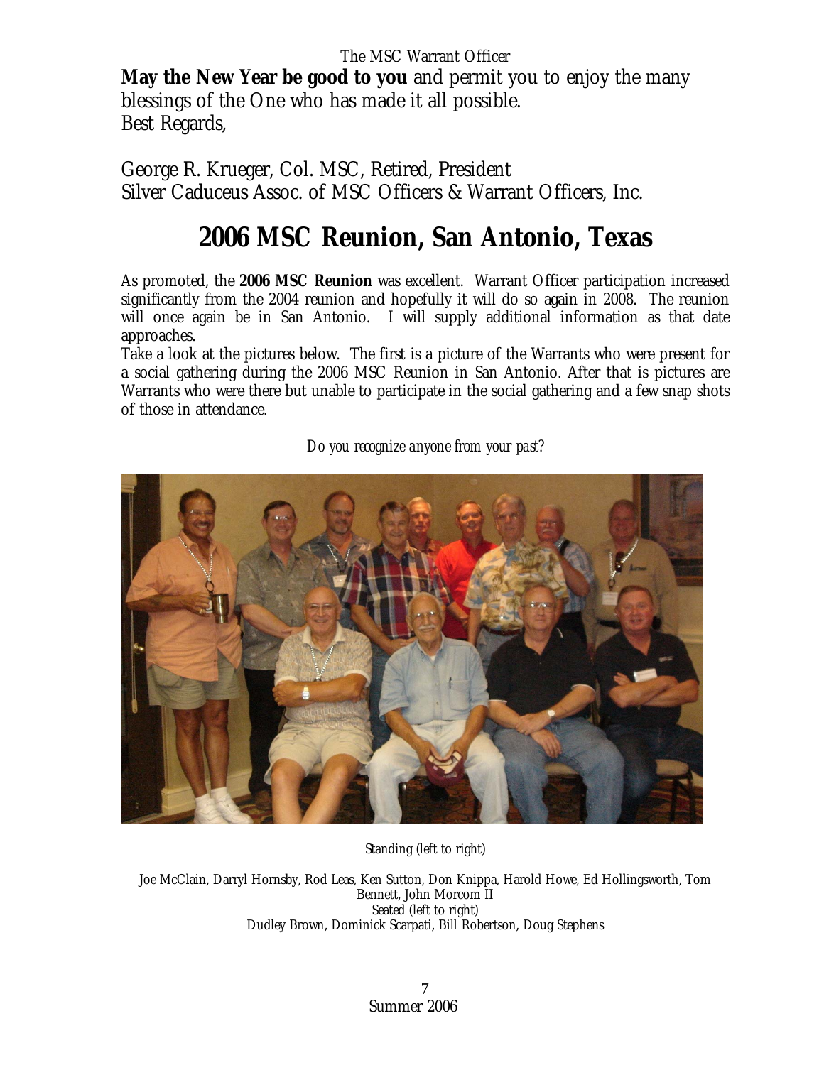**May the New Year be good to you** and permit you to enjoy the many blessings of the One who has made it all possible.
Best Regards,

George R. Krueger, Col. MSC, Retired, President
Silver Caduceus Assoc. of MSC Officers & Warrant Officers, Inc.

# 2006 MSC Reunion, San Antonio, Texas

As promoted, the **2006 MSC Reunion** was excellent. Warrant Officer participation increased significantly from the 2004 reunion and hopefully it will do so again in 2008. The reunion will once again be in San Antonio. I will supply additional information as that date approaches.

Take a look at the pictures below. The first is a picture of the Warrants who were present for a social gathering during the 2006 MSC Reunion in San Antonio. After that is pictures are Warrants who were there but unable to participate in the social gathering and a few snap shots of those in attendance.

*Do you recognize anyone from your past?*

Standing (left to right)

Joe McClain, Darryl Hornsby, Rod Leas, Ken Sutton, Don Knippa, Harold Howe, Ed Hollingsworth, Tom Bennett, John Morcom II
Seated (left to right)
Dudley Brown, Dominick Scarpati, Bill Robertson, Doug Stephens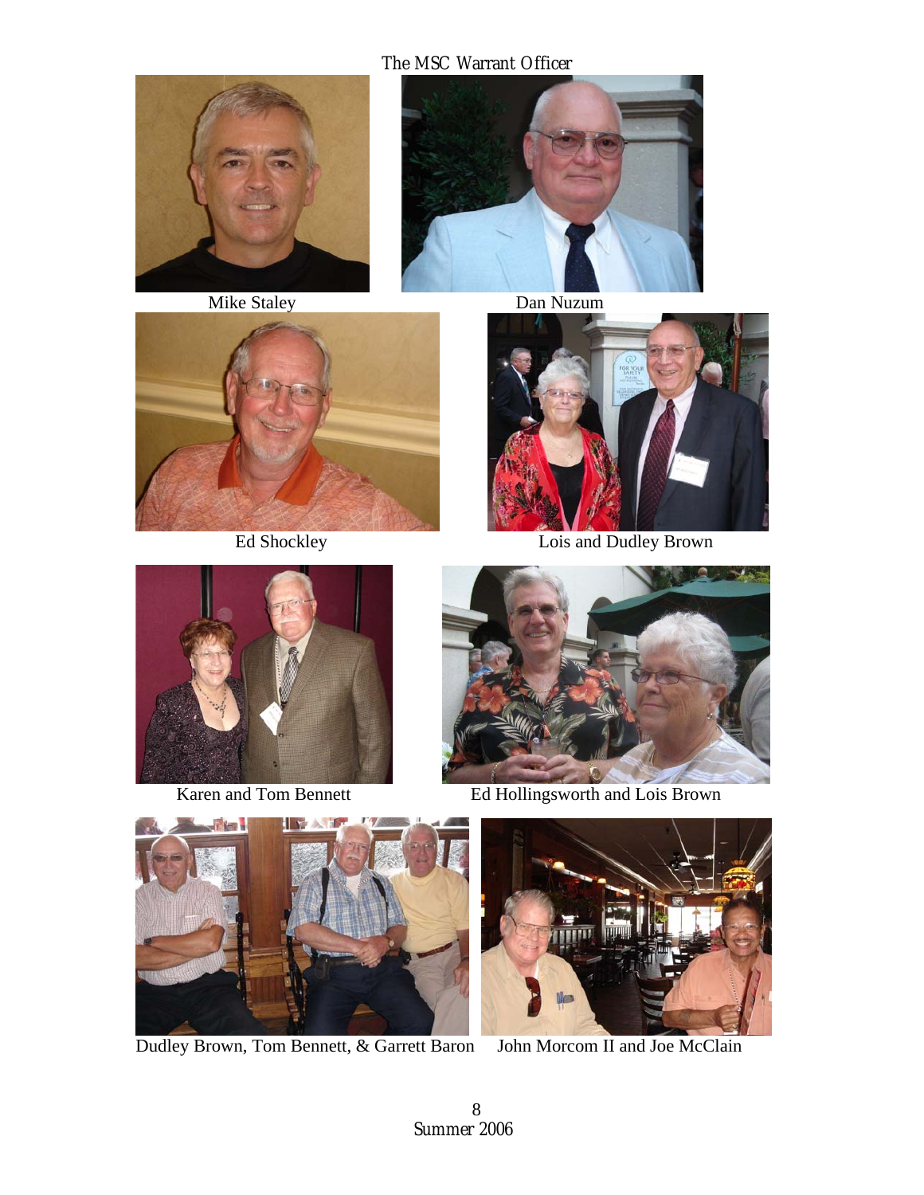Mike Staley

Dan Nuzum

Ed Shockley

Lois and Dudley Brown

Karen and Tom Bennett

Ed Hollingsworth and Lois Brown

Dudley Brown, Tom Bennett, & Garrett Baron

John Morcom II and Joe McClain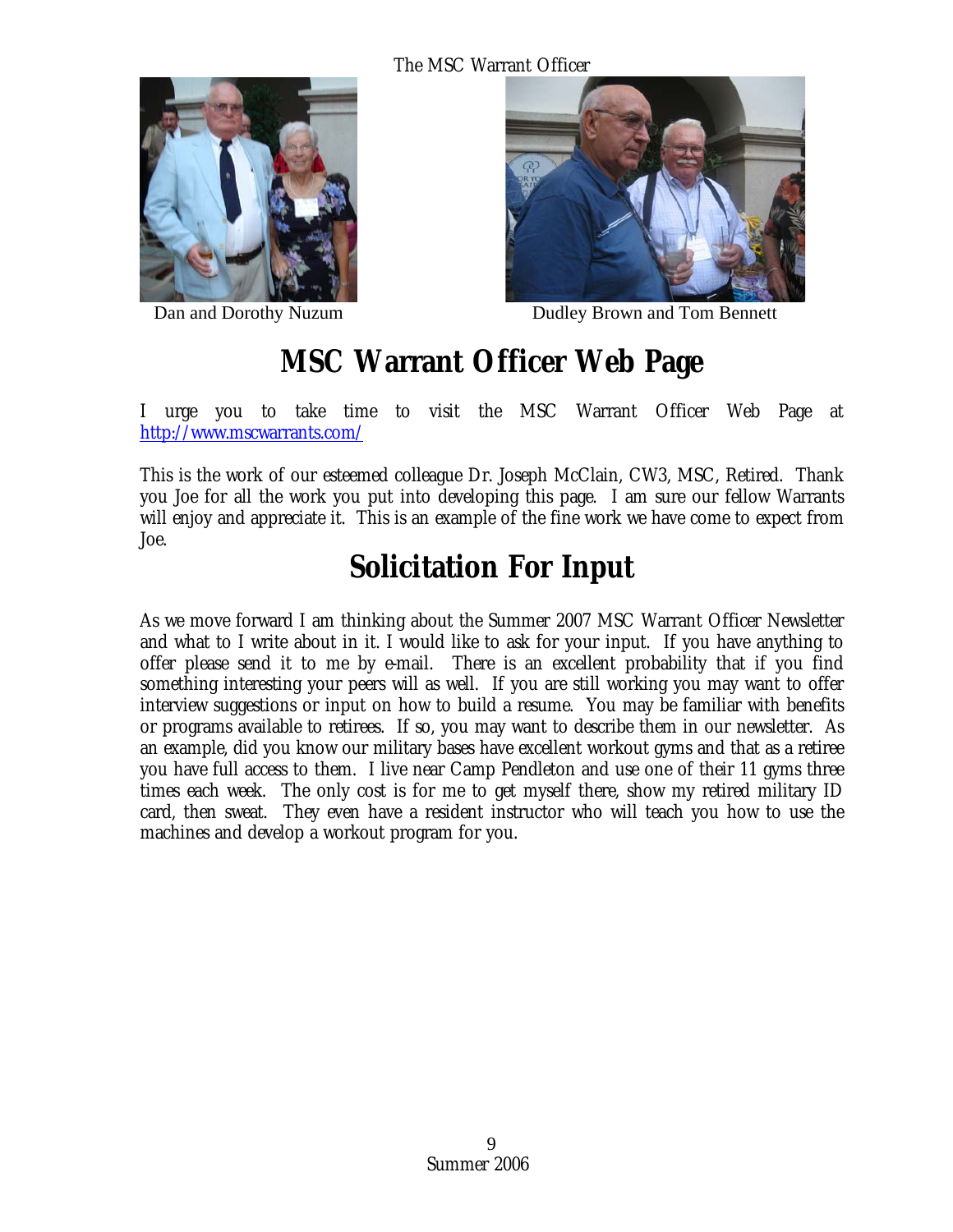Dan and Dorothy Nuzum

Dudley Brown and Tom Bennett

# MSC Warrant Officer Web Page

I urge you to take time to visit the MSC Warrant Officer Web Page at http://www.mscwarrants.com/

This is the work of our esteemed colleague Dr. Joseph McClain, CW3, MSC, Retired. Thank you Joe for all the work you put into developing this page. I am sure our fellow Warrants will enjoy and appreciate it. This is an example of the fine work we have come to expect from Joe.

# Solicitation For Input

As we move forward I am thinking about the Summer 2007 MSC Warrant Officer Newsletter and what to I write about in it. I would like to ask for your input. If you have anything to offer please send it to me by e-mail. There is an excellent probability that if you find something interesting your peers will as well. If you are still working you may want to offer interview suggestions or input on how to build a resume. You may be familiar with benefits or programs available to retirees. If so, you may want to describe them in our newsletter. As an example, did you know our military bases have excellent workout gyms and that as a retiree you have full access to them. I live near Camp Pendleton and use one of their 11 gyms three times each week. The only cost is for me to get myself there, show my retired military ID card, then sweat. They even have a resident instructor who will teach you how to use the machines and develop a workout program for you.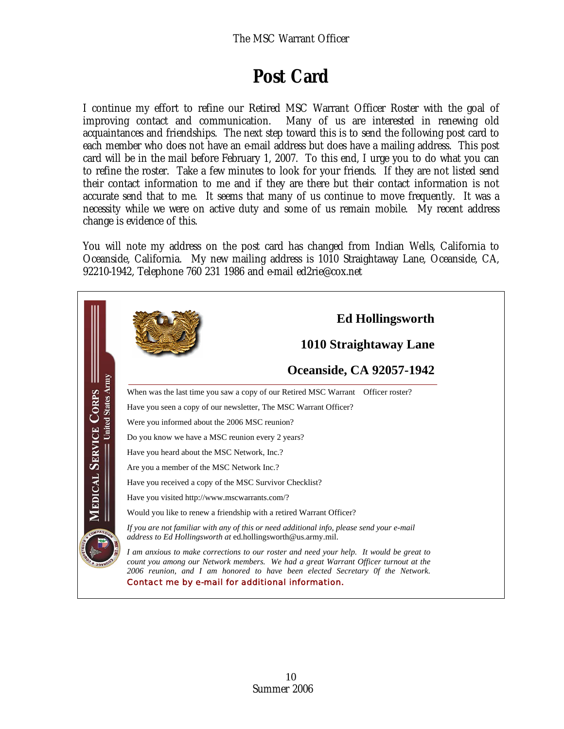# Post Card

I continue my effort to refine our Retired MSC Warrant Officer Roster with the goal of improving contact and communication. Many of us are interested in renewing old acquaintances and friendships. The next step toward this is to send the following post card to each member who does not have an e-mail address but does have a mailing address. This post card will be in the mail before February 1, 2007. To this end, I urge you to do what you can to refine the roster. Take a few minutes to look for your friends. If they are not listed send their contact information to me and if they are there but their contact information is not accurate send that to me. It seems that many of us continue to move frequently. It was a necessity while we were on active duty and some of us remain mobile. My recent address change is evidence of this.

You will note my address on the post card has changed from Indian Wells, California to Oceanside, California. My new mailing address is 1010 Straightaway Lane, Oceanside, CA, 92210-1942, Telephone 760 231 1986 and e-mail ed2rie@cox.net

MEDICAL SERVICE CORPS — United States Army

**Ed Hollingsworth**

**1010 Straightaway Lane**

**Oceanside, CA 92057-1942**

---

When was the last time you saw a copy of our Retired MSC Warrant Officer roster?

Have you seen a copy of our newsletter, The MSC Warrant Officer?

Were you informed about the 2006 MSC reunion?

Do you know we have a MSC reunion every 2 years?

Have you heard about the MSC Network, Inc.?

Are you a member of the MSC Network Inc.?

Have you received a copy of the MSC Survivor Checklist?

Have you visited http://www.mscwarrants.com/?

Would you like to renew a friendship with a retired Warrant Officer?

*If you are not familiar with any of this or need additional info, please send your e-mail address to Ed Hollingsworth at* ed.hollingsworth@us.army.mil.

*I am anxious to make corrections to our roster and need your help. It would be great to count you among our Network members. We had a great Warrant Officer turnout at the 2006 reunion, and I am honored to have been elected Secretary 0f the Network.*

Contact me by e-mail for additional information.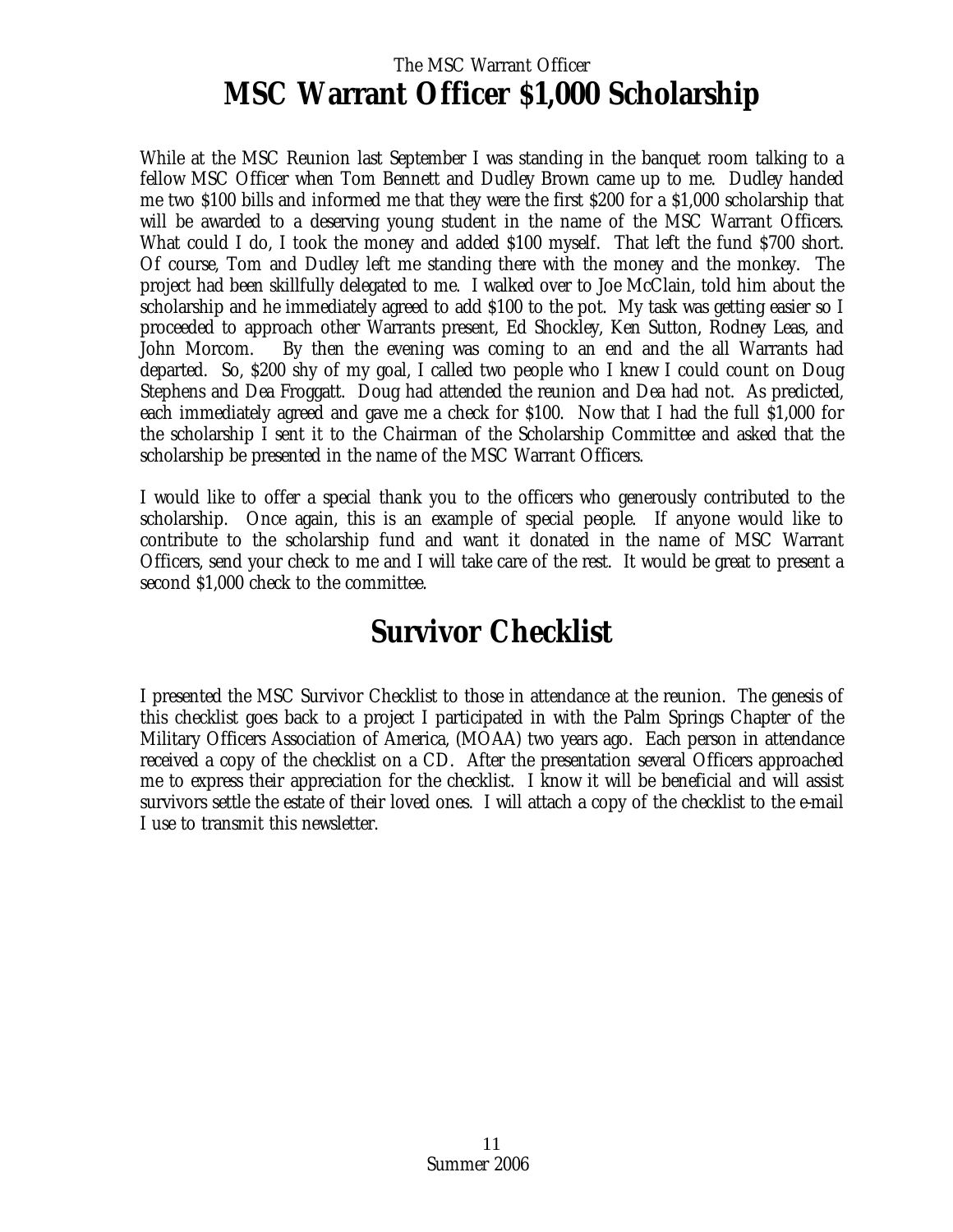# MSC Warrant Officer $1,000 Scholarship

While at the MSC Reunion last September I was standing in the banquet room talking to a fellow MSC Officer when Tom Bennett and Dudley Brown came up to me. Dudley handed me two $100 bills and informed me that they were the first $200 for a $1,000 scholarship that will be awarded to a deserving young student in the name of the MSC Warrant Officers. What could I do, I took the money and added $100 myself. That left the fund $700 short. Of course, Tom and Dudley left me standing there with the money and the monkey. The project had been skillfully delegated to me. I walked over to Joe McClain, told him about the scholarship and he immediately agreed to add $100 to the pot. My task was getting easier so I proceeded to approach other Warrants present, Ed Shockley, Ken Sutton, Rodney Leas, and John Morcom. By then the evening was coming to an end and the all Warrants had departed. So, $200 shy of my goal, I called two people who I knew I could count on Doug Stephens and Dea Froggatt. Doug had attended the reunion and Dea had not. As predicted, each immediately agreed and gave me a check for $100. Now that I had the full $1,000 for the scholarship I sent it to the Chairman of the Scholarship Committee and asked that the scholarship be presented in the name of the MSC Warrant Officers.

I would like to offer a special thank you to the officers who generously contributed to the scholarship. Once again, this is an example of special people. If anyone would like to contribute to the scholarship fund and want it donated in the name of MSC Warrant Officers, send your check to me and I will take care of the rest. It would be great to present a second $1,000 check to the committee.

# Survivor Checklist

I presented the MSC Survivor Checklist to those in attendance at the reunion. The genesis of this checklist goes back to a project I participated in with the Palm Springs Chapter of the Military Officers Association of America, (MOAA) two years ago. Each person in attendance received a copy of the checklist on a CD. After the presentation several Officers approached me to express their appreciation for the checklist. I know it will be beneficial and will assist survivors settle the estate of their loved ones. I will attach a copy of the checklist to the e-mail I use to transmit this newsletter.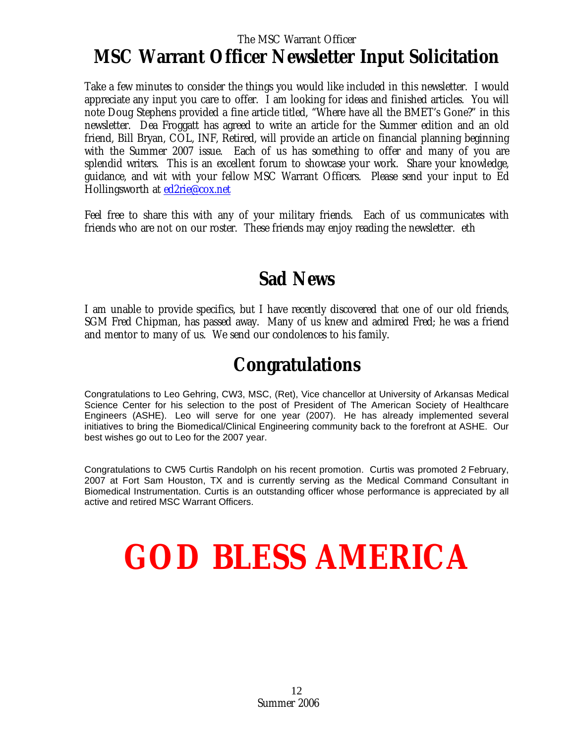# MSC Warrant Officer Newsletter Input Solicitation

Take a few minutes to consider the things you would like included in this newsletter. I would appreciate any input you care to offer. I am looking for ideas and finished articles. You will note Doug Stephens provided a fine article titled, "Where have all the BMET's Gone?" in this newsletter. Dea Froggatt has agreed to write an article for the Summer edition and an old friend, Bill Bryan, COL, INF, Retired, will provide an article on financial planning beginning with the Summer 2007 issue. Each of us has something to offer and many of you are splendid writers. This is an excellent forum to showcase your work. Share your knowledge, guidance, and wit with your fellow MSC Warrant Officers. Please send your input to Ed Hollingsworth at ed2rie@cox.net

Feel free to share this with any of your military friends. Each of us communicates with friends who are not on our roster. These friends may enjoy reading the newsletter. eth

# Sad News

I am unable to provide specifics, but I have recently discovered that one of our old friends, SGM Fred Chipman, has passed away. Many of us knew and admired Fred; he was a friend and mentor to many of us. We send our condolences to his family.

# Congratulations

Congratulations to Leo Gehring, CW3, MSC, (Ret), Vice chancellor at University of Arkansas Medical Science Center for his selection to the post of President of The American Society of Healthcare Engineers (ASHE). Leo will serve for one year (2007). He has already implemented several initiatives to bring the Biomedical/Clinical Engineering community back to the forefront at ASHE. Our best wishes go out to Leo for the 2007 year.

Congratulations to CW5 Curtis Randolph on his recent promotion. Curtis was promoted 2 February, 2007 at Fort Sam Houston, TX and is currently serving as the Medical Command Consultant in Biomedical Instrumentation. Curtis is an outstanding officer whose performance is appreciated by all active and retired MSC Warrant Officers.

# GOD BLESS AMERICA